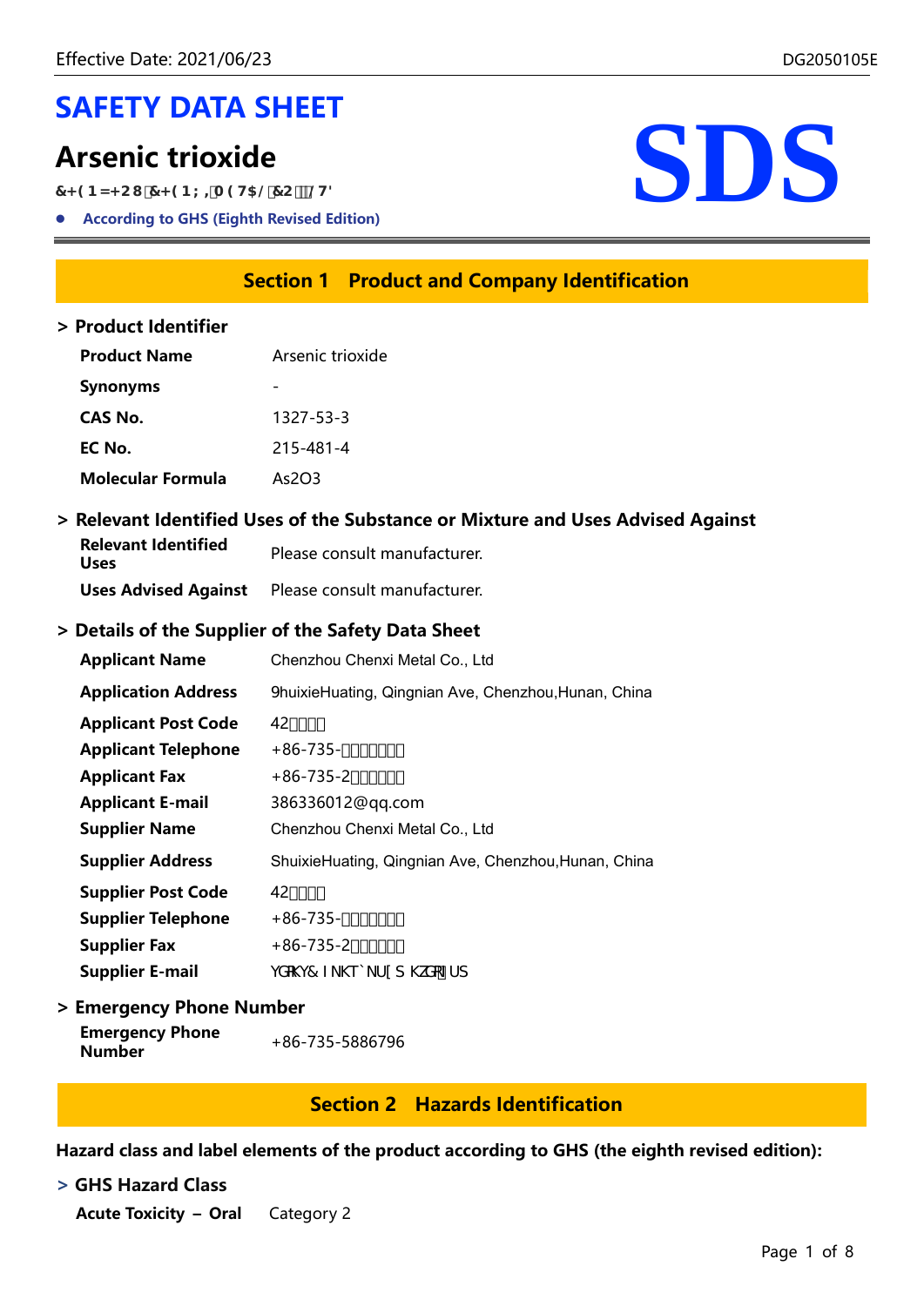# SAFETY DATA SHEET

# Arsenic trioxide

&+(1=+28&+(1;,0(7$/&2/7'

- **According to GHS (Eighth Revised Edition)**

SDS

## Section 1 Product and Company Identification

### > Product Identifier

| | |
|---|---|
| **Product Name** | Arsenic trioxide |
| **Synonyms** | - |
| **CAS No.** | 1327-53-3 |
| **EC No.** | 215-481-4 |
| **Molecular Formula** | $As_2O_3$ |

### > Relevant Identified Uses of the Substance or Mixture and Uses Advised Against

| | |
|---|---|
| **Relevant Identified Uses** | Please consult manufacturer. |
| **Uses Advised Against** | Please consult manufacturer. |

### > Details of the Supplier of the Safety Data Sheet

| | |
|---|---|
| **Applicant Name** | Chenzhou Chenxi Metal Co., Ltd |
| **Application Address** | 9huixieHuating, Qingnian Ave, Chenzhou,Hunan, China |
| **Applicant Post Code** | 42 |
| **Applicant Telephone** | +86-735- |
| **Applicant Fax** | +86-735-2 |
| **Applicant E-mail** | 386336012@qq.com |
| **Supplier Name** | Chenzhou Chenxi Metal Co., Ltd |
| **Supplier Address** | ShuixieHuating, Qingnian Ave, Chenzhou,Hunan, China |
| **Supplier Post Code** | 42 |
| **Supplier Telephone** | +86-735- |
| **Supplier Fax** | +86-735-2 |
| **Supplier E-mail** | YGRKY& I NKT`NU[S KZGRUS |

### > Emergency Phone Number

| | |
|---|---|
| **Emergency Phone Number** | +86-735-5886796 |

## Section 2 Hazards Identification

**Hazard class and label elements of the product according to GHS (the eighth revised edition):**

### > GHS Hazard Class

| | |
|---|---|
| **Acute Toxicity – Oral** | Category 2 |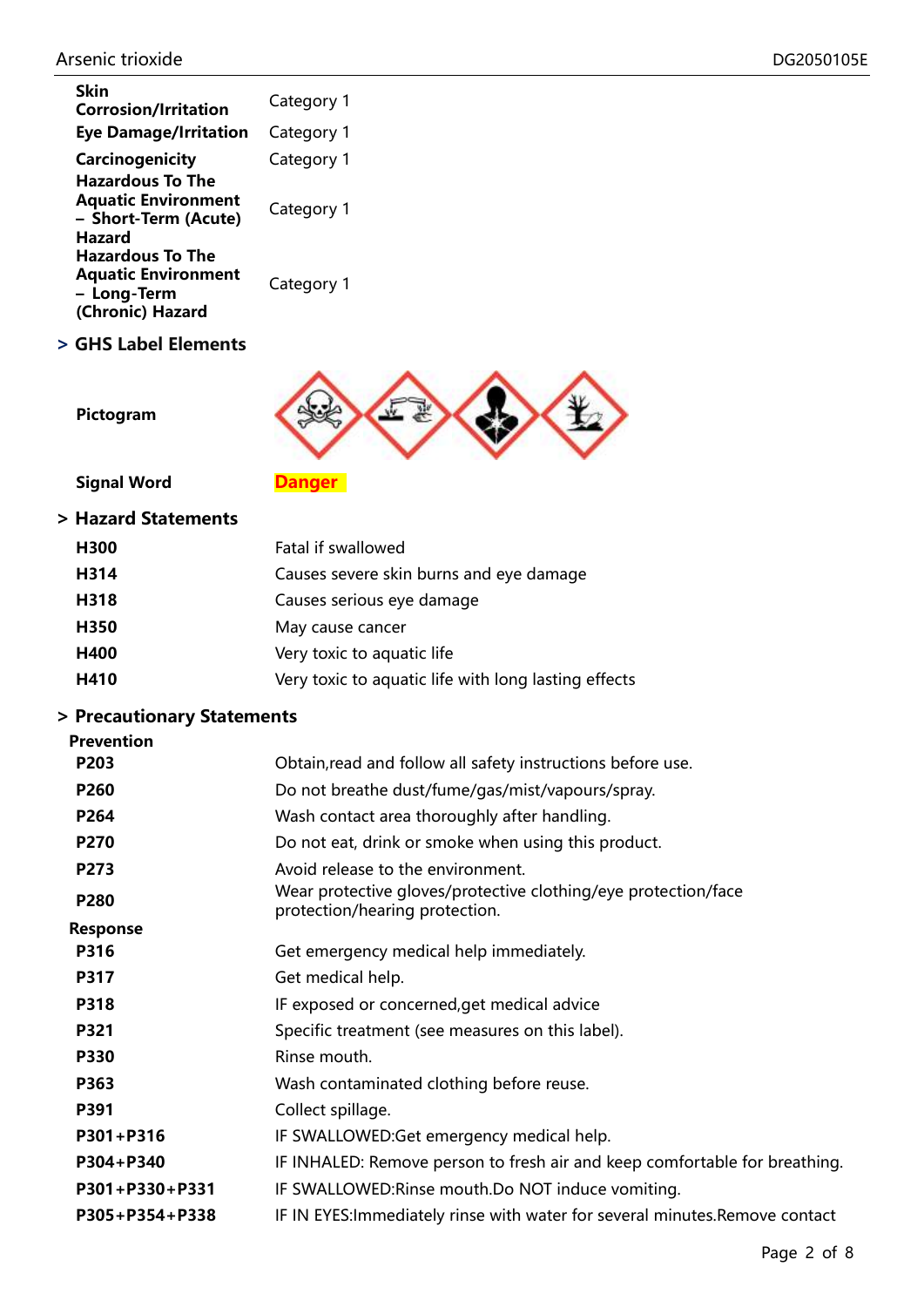| | |
|---|---|
| **Skin Corrosion/Irritation** | Category 1 |
| **Eye Damage/Irritation** | Category 1 |
| **Carcinogenicity** | Category 1 |
| **Hazardous To The Aquatic Environment – Short-Term (Acute) Hazard** | Category 1 |
| **Hazardous To The Aquatic Environment – Long-Term (Chronic) Hazard** | Category 1 |

## > GHS Label Elements

**Pictogram**

**Signal Word** **Danger**

## > Hazard Statements

| | |
|---|---|
| **H300** | Fatal if swallowed |
| **H314** | Causes severe skin burns and eye damage |
| **H318** | Causes serious eye damage |
| **H350** | May cause cancer |
| **H400** | Very toxic to aquatic life |
| **H410** | Very toxic to aquatic life with long lasting effects |

## > Precautionary Statements

**Prevention**

| | |
|---|---|
| **P203** | Obtain,read and follow all safety instructions before use. |
| **P260** | Do not breathe dust/fume/gas/mist/vapours/spray. |
| **P264** | Wash contact area thoroughly after handling. |
| **P270** | Do not eat, drink or smoke when using this product. |
| **P273** | Avoid release to the environment. |
| **P280** | Wear protective gloves/protective clothing/eye protection/face protection/hearing protection. |

**Response**

| | |
|---|---|
| **P316** | Get emergency medical help immediately. |
| **P317** | Get medical help. |
| **P318** | IF exposed or concerned,get medical advice |
| **P321** | Specific treatment (see measures on this label). |
| **P330** | Rinse mouth. |
| **P363** | Wash contaminated clothing before reuse. |
| **P391** | Collect spillage. |
| **P301+P316** | IF SWALLOWED:Get emergency medical help. |
| **P304+P340** | IF INHALED: Remove person to fresh air and keep comfortable for breathing. |
| **P301+P330+P331** | IF SWALLOWED:Rinse mouth.Do NOT induce vomiting. |
| **P305+P354+P338** | IF IN EYES:Immediately rinse with water for several minutes.Remove contact |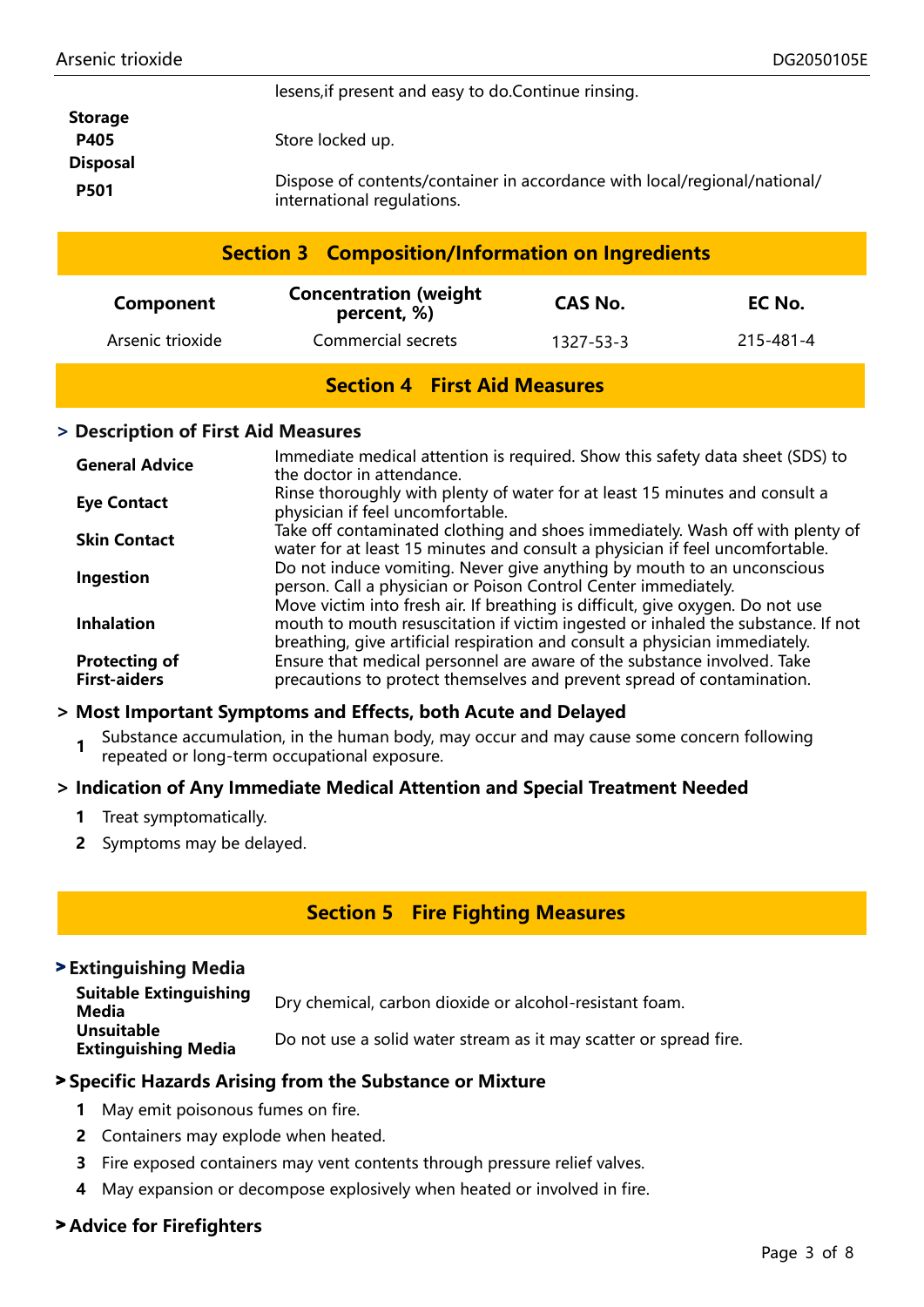lesens,if present and easy to do.Continue rinsing.

**Storage**

| | |
|---|---|
| **P405** | Store locked up. |

**Disposal**

| | |
|---|---|
| **P501** | Dispose of contents/container in accordance with local/regional/national/ international regulations. |

## Section 3 Composition/Information on Ingredients

| Component | Concentration (weight percent, %) | CAS No. | EC No. |
|---|---|---|---|
| Arsenic trioxide | Commercial secrets | 1327-53-3 | 215-481-4 |

## Section 4 First Aid Measures

### > Description of First Aid Measures

| | |
|---|---|
| **General Advice** | Immediate medical attention is required. Show this safety data sheet (SDS) to the doctor in attendance. |
| **Eye Contact** | Rinse thoroughly with plenty of water for at least 15 minutes and consult a physician if feel uncomfortable. |
| **Skin Contact** | Take off contaminated clothing and shoes immediately. Wash off with plenty of water for at least 15 minutes and consult a physician if feel uncomfortable. |
| **Ingestion** | Do not induce vomiting. Never give anything by mouth to an unconscious person. Call a physician or Poison Control Center immediately. |
| **Inhalation** | Move victim into fresh air. If breathing is difficult, give oxygen. Do not use mouth to mouth resuscitation if victim ingested or inhaled the substance. If not breathing, give artificial respiration and consult a physician immediately. |
| **Protecting of First-aiders** | Ensure that medical personnel are aware of the substance involved. Take precautions to protect themselves and prevent spread of contamination. |

### > Most Important Symptoms and Effects, both Acute and Delayed

1. Substance accumulation, in the human body, may occur and may cause some concern following repeated or long-term occupational exposure.

### > Indication of Any Immediate Medical Attention and Special Treatment Needed

1. Treat symptomatically.
2. Symptoms may be delayed.

## Section 5 Fire Fighting Measures

### > Extinguishing Media

| | |
|---|---|
| **Suitable Extinguishing Media** | Dry chemical, carbon dioxide or alcohol-resistant foam. |
| **Unsuitable Extinguishing Media** | Do not use a solid water stream as it may scatter or spread fire. |

### > Specific Hazards Arising from the Substance or Mixture

1. May emit poisonous fumes on fire.
2. Containers may explode when heated.
3. Fire exposed containers may vent contents through pressure relief valves.
4. May expansion or decompose explosively when heated or involved in fire.

### > Advice for Firefighters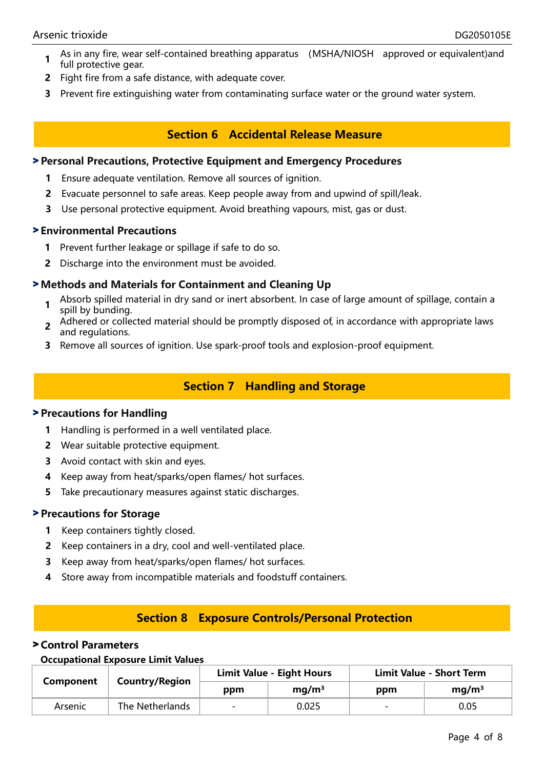1. As in any fire, wear self-contained breathing apparatus （MSHA/NIOSH approved or equivalent)and full protective gear.
2. Fight fire from a safe distance, with adequate cover.
3. Prevent fire extinguishing water from contaminating surface water or the ground water system.

## Section 6 Accidental Release Measure

### > Personal Precautions, Protective Equipment and Emergency Procedures

1. Ensure adequate ventilation. Remove all sources of ignition.
2. Evacuate personnel to safe areas. Keep people away from and upwind of spill/leak.
3. Use personal protective equipment. Avoid breathing vapours, mist, gas or dust.

### > Environmental Precautions

1. Prevent further leakage or spillage if safe to do so.
2. Discharge into the environment must be avoided.

### > Methods and Materials for Containment and Cleaning Up

1. Absorb spilled material in dry sand or inert absorbent. In case of large amount of spillage, contain a spill by bunding.
2. Adhered or collected material should be promptly disposed of, in accordance with appropriate laws and regulations.
3. Remove all sources of ignition. Use spark-proof tools and explosion-proof equipment.

## Section 7 Handling and Storage

### > Precautions for Handling

1. Handling is performed in a well ventilated place.
2. Wear suitable protective equipment.
3. Avoid contact with skin and eyes.
4. Keep away from heat/sparks/open flames/ hot surfaces.
5. Take precautionary measures against static discharges.

### > Precautions for Storage

1. Keep containers tightly closed.
2. Keep containers in a dry, cool and well-ventilated place.
3. Keep away from heat/sparks/open flames/ hot surfaces.
4. Store away from incompatible materials and foodstuff containers.

## Section 8 Exposure Controls/Personal Protection

### > Control Parameters

**Occupational Exposure Limit Values**

| Component | Country/Region | Limit Value - Eight Hours | | Limit Value - Short Term | |
|---|---|---|---|---|---|
| | | ppm | mg/m³ | ppm | mg/m³ |
| Arsenic | The Netherlands | - | 0.025 | - | 0.05 |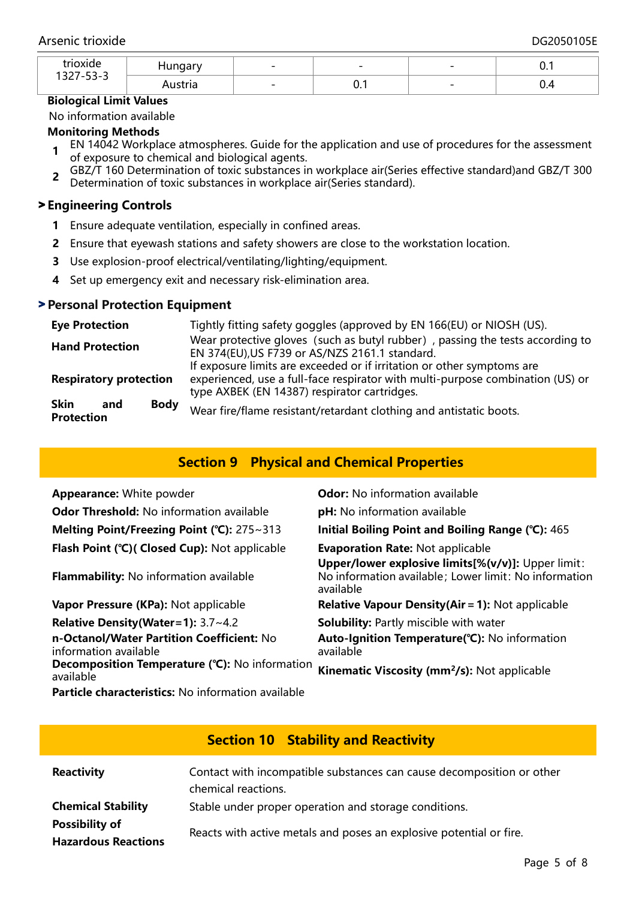| trioxide 1327-53-3 | Hungary | - | - | - | 0.1 |
|---|---|---|---|---|---|
| | Austria | - | 0.1 | - | 0.4 |

**Biological Limit Values**

No information available

**Monitoring Methods**

1. EN 14042 Workplace atmospheres. Guide for the application and use of procedures for the assessment of exposure to chemical and biological agents.
2. GBZ/T 160 Determination of toxic substances in workplace air(Series effective standard)and GBZ/T 300 Determination of toxic substances in workplace air(Series standard).

## Engineering Controls

1. Ensure adequate ventilation, especially in confined areas.
2. Ensure that eyewash stations and safety showers are close to the workstation location.
3. Use explosion-proof electrical/ventilating/lighting/equipment.
4. Set up emergency exit and necessary risk-elimination area.

## Personal Protection Equipment

| | |
|---|---|
| **Eye Protection** | Tightly fitting safety goggles (approved by EN 166(EU) or NIOSH (US). |
| **Hand Protection** | Wear protective gloves（such as butyl rubber）, passing the tests according to EN 374(EU),US F739 or AS/NZS 2161.1 standard. |
| **Respiratory protection** | If exposure limits are exceeded or if irritation or other symptoms are experienced, use a full-face respirator with multi-purpose combination (US) or type AXBEK (EN 14387) respirator cartridges. |
| **Skin and Body Protection** | Wear fire/flame resistant/retardant clothing and antistatic boots. |

# Section 9 Physical and Chemical Properties

**Appearance:** White powder

**Odor:** No information available

**Odor Threshold:** No information available

**pH:** No information available

**Melting Point/Freezing Point (℃):** 275~313

**Initial Boiling Point and Boiling Range (℃):** 465

**Flash Point (℃)( Closed Cup):** Not applicable

**Evaporation Rate:** Not applicable

**Flammability:** No information available

**Upper/lower explosive limits[%(v/v)]:** Upper limit: No information available; Lower limit: No information available

**Vapor Pressure (KPa):** Not applicable

**Relative Vapour Density(Air＝1):** Not applicable

**Relative Density(Water=1):** 3.7~4.2

**Solubility:** Partly miscible with water

**n-Octanol/Water Partition Coefficient:** No information available

**Auto-Ignition Temperature(℃):** No information available

**Decomposition Temperature (℃):** No information available

**Kinematic Viscosity (mm²/s):** Not applicable

**Particle characteristics:** No information available

# Section 10 Stability and Reactivity

| | |
|---|---|
| **Reactivity** | Contact with incompatible substances can cause decomposition or other chemical reactions. |
| **Chemical Stability** | Stable under proper operation and storage conditions. |
| **Possibility of Hazardous Reactions** | Reacts with active metals and poses an explosive potential or fire. |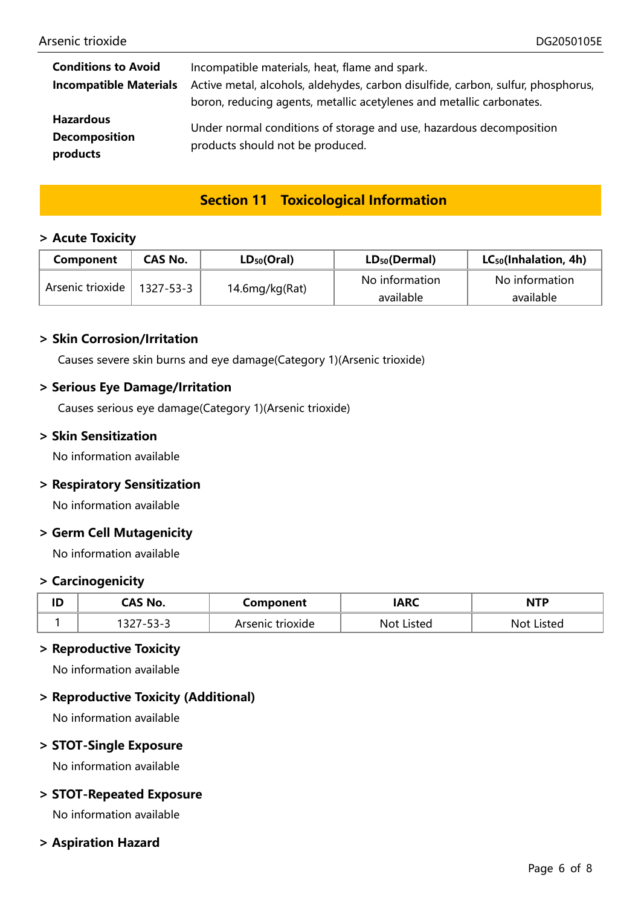| | |
|---|---|
| **Conditions to Avoid** | Incompatible materials, heat, flame and spark. |
| **Incompatible Materials** | Active metal, alcohols, aldehydes, carbon disulfide, carbon, sulfur, phosphorus, boron, reducing agents, metallic acetylenes and metallic carbonates. |
| **Hazardous Decomposition products** | Under normal conditions of storage and use, hazardous decomposition products should not be produced. |

## Section 11　Toxicological Information

### > Acute Toxicity

| Component | CAS No. | $LD_{50}$(Oral) | $LD_{50}$(Dermal) | $LC_{50}$(Inhalation, 4h) |
|---|---|---|---|---|
| Arsenic trioxide | 1327-53-3 | 14.6mg/kg(Rat) | No information available | No information available |

### > Skin Corrosion/Irritation

Causes severe skin burns and eye damage(Category 1)(Arsenic trioxide)

### > Serious Eye Damage/Irritation

Causes serious eye damage(Category 1)(Arsenic trioxide)

### > Skin Sensitization

No information available

### > Respiratory Sensitization

No information available

### > Germ Cell Mutagenicity

No information available

### > Carcinogenicity

| ID | CAS No. | Component | IARC | NTP |
|---|---|---|---|---|
| 1 | 1327-53-3 | Arsenic trioxide | Not Listed | Not Listed |

### > Reproductive Toxicity

No information available

### > Reproductive Toxicity (Additional)

No information available

### > STOT-Single Exposure

No information available

### > STOT-Repeated Exposure

No information available

### > Aspiration Hazard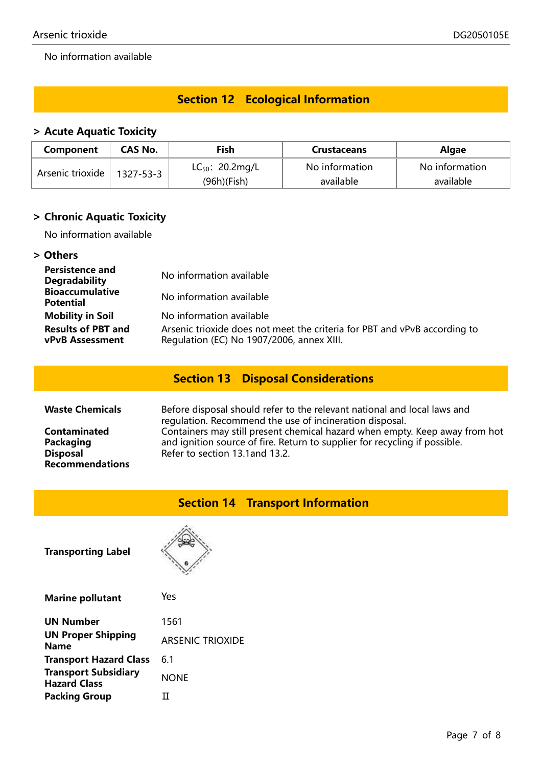No information available

## Section 12 Ecological Information

### > Acute Aquatic Toxicity

| Component | CAS No. | Fish | Crustaceans | Algae |
| --- | --- | --- | --- | --- |
| Arsenic trioxide | 1327-53-3 | $LC_{50}$: 20.2mg/L (96h)(Fish) | No information available | No information available |

### > Chronic Aquatic Toxicity

No information available

### > Others

**Persistence and Degradability** No information available

**Bioaccumulative Potential** No information available

**Mobility in Soil** No information available

**Results of PBT and vPvB Assessment** Arsenic trioxide does not meet the criteria for PBT and vPvB according to Regulation (EC) No 1907/2006, annex XIII.

## Section 13 Disposal Considerations

**Waste Chemicals** Before disposal should refer to the relevant national and local laws and regulation. Recommend the use of incineration disposal.

**Contaminated Packaging** Containers may still present chemical hazard when empty. Keep away from hot and ignition source of fire. Return to supplier for recycling if possible.

**Disposal Recommendations** Refer to section 13.1and 13.2.

## Section 14 Transport Information

**Transporting Label**

**Marine pollutant** Yes

**UN Number** 1561

**UN Proper Shipping Name** ARSENIC TRIOXIDE

**Transport Hazard Class** 6.1

**Transport Subsidiary Hazard Class** NONE

**Packing Group** Ⅱ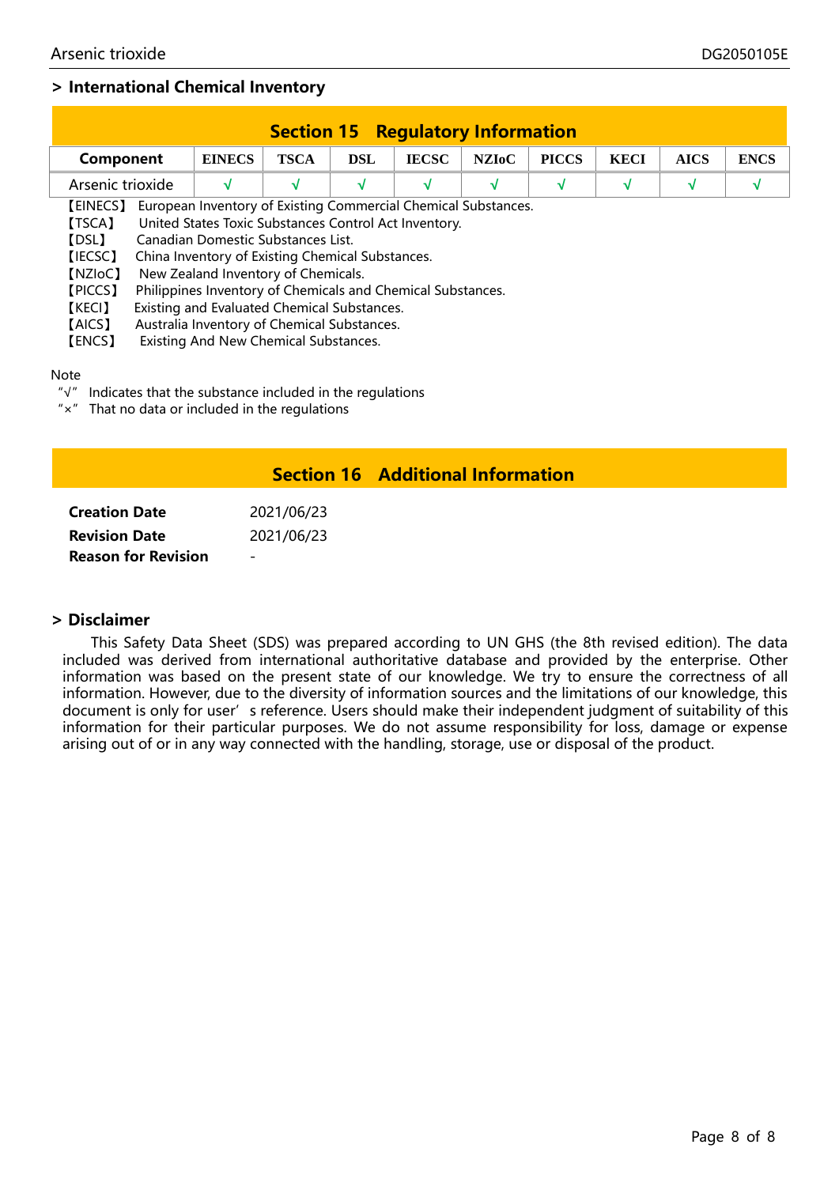## > International Chemical Inventory

## Section 15 Regulatory Information

| Component | EINECS | TSCA | DSL | IECSC | NZIoC | PICCS | KECI | AICS | ENCS |
|---|---|---|---|---|---|---|---|---|---|
| Arsenic trioxide | √ | √ | √ | √ | √ | √ | √ | √ | √ |

【EINECS】 European Inventory of Existing Commercial Chemical Substances.
【TSCA】 United States Toxic Substances Control Act Inventory.
【DSL】 Canadian Domestic Substances List.
【IECSC】 China Inventory of Existing Chemical Substances.
【NZIoC】 New Zealand Inventory of Chemicals.
【PICCS】 Philippines Inventory of Chemicals and Chemical Substances.
【KECI】 Existing and Evaluated Chemical Substances.
【AICS】 Australia Inventory of Chemical Substances.
【ENCS】 Existing And New Chemical Substances.

Note
"√" Indicates that the substance included in the regulations
"×" That no data or included in the regulations

## Section 16 Additional Information

**Creation Date** 2021/06/23
**Revision Date** 2021/06/23
**Reason for Revision** -

## > Disclaimer

This Safety Data Sheet (SDS) was prepared according to UN GHS (the 8th revised edition). The data included was derived from international authoritative database and provided by the enterprise. Other information was based on the present state of our knowledge. We try to ensure the correctness of all information. However, due to the diversity of information sources and the limitations of our knowledge, this document is only for user' s reference. Users should make their independent judgment of suitability of this information for their particular purposes. We do not assume responsibility for loss, damage or expense arising out of or in any way connected with the handling, storage, use or disposal of the product.